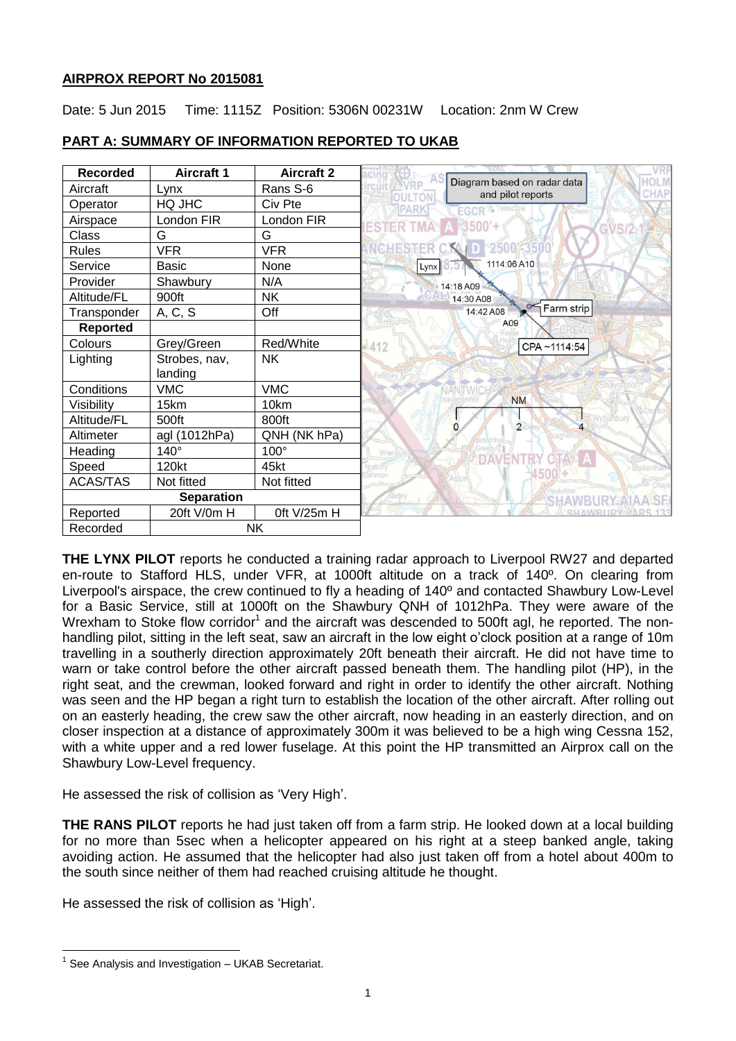**AIRPROX REPORT No 2015081**

Date: 5 Jun 2015 Time: 1115Z Position: 5306N 00231W Location: 2nm W Crew

**PART A: SUMMARY OF INFORMATION REPORTED TO UKAB**

| Recorded | Aircraft 1 | Aircraft 2 |
| --- | --- | --- |
| Aircraft | Lynx | Rans S-6 |
| Operator | HQ JHC | Civ Pte |
| Airspace | London FIR | London FIR |
| Class | G | G |
| Rules | VFR | VFR |
| Service | Basic | None |
| Provider | Shawbury | N/A |
| Altitude/FL | 900ft | NK |
| Transponder | A, C, S | Off |
| **Reported** | | |
| Colours | Grey/Green | Red/White |
| Lighting | Strobes, nav, landing | NK |
| Conditions | VMC | VMC |
| Visibility | 15km | 10km |
| Altitude/FL | 500ft | 800ft |
| Altimeter | agl (1012hPa) | QNH (NK hPa) |
| Heading | 140° | 100° |
| Speed | 120kt | 45kt |
| ACAS/TAS | Not fitted | Not fitted |
| **Separation** | | |
| Reported | 20ft V/0m H | 0ft V/25m H |
| Recorded | NK | |

Diagram based on radar data and pilot reports

**THE LYNX PILOT** reports he conducted a training radar approach to Liverpool RW27 and departed en-route to Stafford HLS, under VFR, at 1000ft altitude on a track of 140º. On clearing from Liverpool's airspace, the crew continued to fly a heading of 140º and contacted Shawbury Low-Level for a Basic Service, still at 1000ft on the Shawbury QNH of 1012hPa. They were aware of the Wrexham to Stoke flow corridor[1] and the aircraft was descended to 500ft agl, he reported. The non-handling pilot, sitting in the left seat, saw an aircraft in the low eight o'clock position at a range of 10m travelling in a southerly direction approximately 20ft beneath their aircraft. He did not have time to warn or take control before the other aircraft passed beneath them. The handling pilot (HP), in the right seat, and the crewman, looked forward and right in order to identify the other aircraft. Nothing was seen and the HP began a right turn to establish the location of the other aircraft. After rolling out on an easterly heading, the crew saw the other aircraft, now heading in an easterly direction, and on closer inspection at a distance of approximately 300m it was believed to be a high wing Cessna 152, with a white upper and a red lower fuselage. At this point the HP transmitted an Airprox call on the Shawbury Low-Level frequency.

He assessed the risk of collision as 'Very High'.

**THE RANS PILOT** reports he had just taken off from a farm strip. He looked down at a local building for no more than 5sec when a helicopter appeared on his right at a steep banked angle, taking avoiding action. He assumed that the helicopter had also just taken off from a hotel about 400m to the south since neither of them had reached cruising altitude he thought.

He assessed the risk of collision as 'High'.

[1] See Analysis and Investigation – UKAB Secretariat.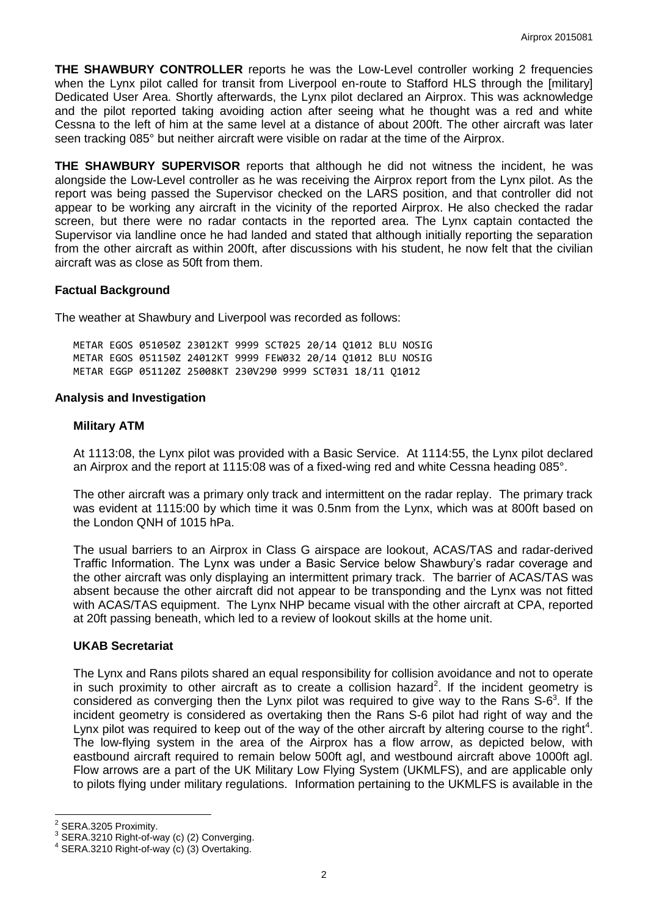**THE SHAWBURY CONTROLLER** reports he was the Low-Level controller working 2 frequencies when the Lynx pilot called for transit from Liverpool en-route to Stafford HLS through the [military] Dedicated User Area. Shortly afterwards, the Lynx pilot declared an Airprox. This was acknowledge and the pilot reported taking avoiding action after seeing what he thought was a red and white Cessna to the left of him at the same level at a distance of about 200ft. The other aircraft was later seen tracking 085° but neither aircraft were visible on radar at the time of the Airprox.

**THE SHAWBURY SUPERVISOR** reports that although he did not witness the incident, he was alongside the Low-Level controller as he was receiving the Airprox report from the Lynx pilot. As the report was being passed the Supervisor checked on the LARS position, and that controller did not appear to be working any aircraft in the vicinity of the reported Airprox. He also checked the radar screen, but there were no radar contacts in the reported area. The Lynx captain contacted the Supervisor via landline once he had landed and stated that although initially reporting the separation from the other aircraft as within 200ft, after discussions with his student, he now felt that the civilian aircraft was as close as 50ft from them.

## Factual Background

The weather at Shawbury and Liverpool was recorded as follows:

```
METAR EGOS 051050Z 23012KT 9999 SCT025 20/14 Q1012 BLU NOSIG
METAR EGOS 051150Z 24012KT 9999 FEW032 20/14 Q1012 BLU NOSIG
METAR EGGP 051120Z 25008KT 230V290 9999 SCT031 18/11 Q1012
```

## Analysis and Investigation

### Military ATM

At 1113:08, the Lynx pilot was provided with a Basic Service. At 1114:55, the Lynx pilot declared an Airprox and the report at 1115:08 was of a fixed-wing red and white Cessna heading 085°.

The other aircraft was a primary only track and intermittent on the radar replay. The primary track was evident at 1115:00 by which time it was 0.5nm from the Lynx, which was at 800ft based on the London QNH of 1015 hPa.

The usual barriers to an Airprox in Class G airspace are lookout, ACAS/TAS and radar-derived Traffic Information. The Lynx was under a Basic Service below Shawbury's radar coverage and the other aircraft was only displaying an intermittent primary track. The barrier of ACAS/TAS was absent because the other aircraft did not appear to be transponding and the Lynx was not fitted with ACAS/TAS equipment. The Lynx NHP became visual with the other aircraft at CPA, reported at 20ft passing beneath, which led to a review of lookout skills at the home unit.

### UKAB Secretariat

The Lynx and Rans pilots shared an equal responsibility for collision avoidance and not to operate in such proximity to other aircraft as to create a collision hazard[2]. If the incident geometry is considered as converging then the Lynx pilot was required to give way to the Rans S-6[3]. If the incident geometry is considered as overtaking then the Rans S-6 pilot had right of way and the Lynx pilot was required to keep out of the way of the other aircraft by altering course to the right[4]. The low-flying system in the area of the Airprox has a flow arrow, as depicted below, with eastbound aircraft required to remain below 500ft agl, and westbound aircraft above 1000ft agl. Flow arrows are a part of the UK Military Low Flying System (UKMLFS), and are applicable only to pilots flying under military regulations. Information pertaining to the UKMLFS is available in the

---

[2] SERA.3205 Proximity.
[3] SERA.3210 Right-of-way (c) (2) Converging.
[4] SERA.3210 Right-of-way (c) (3) Overtaking.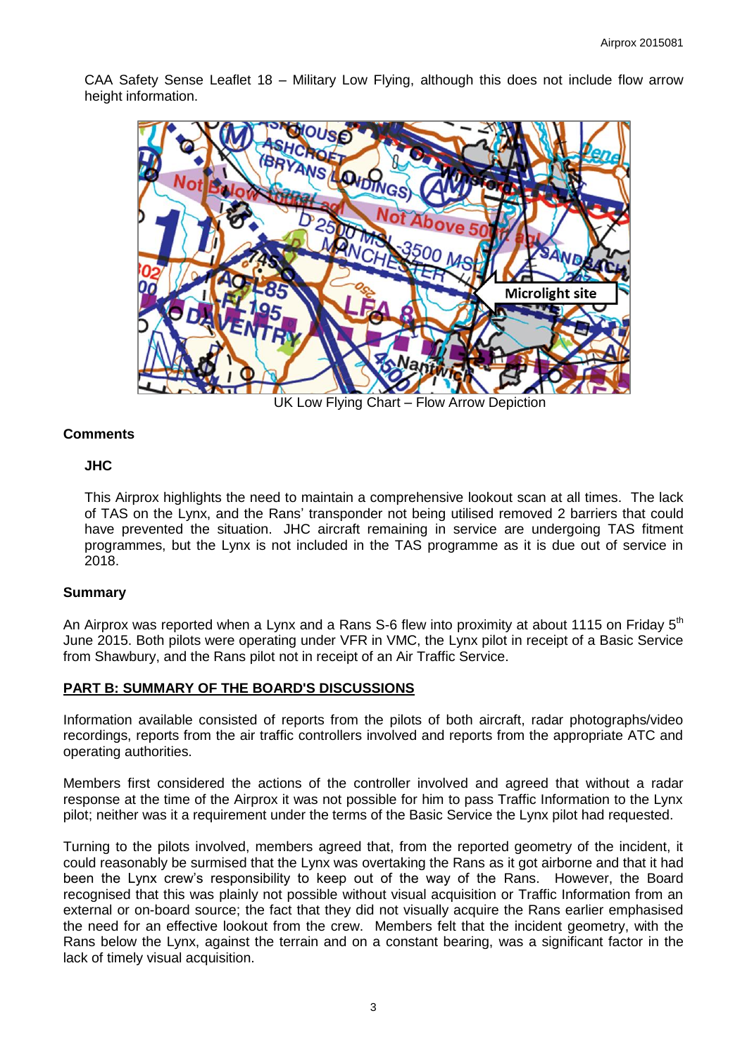CAA Safety Sense Leaflet 18 – Military Low Flying, although this does not include flow arrow height information.

UK Low Flying Chart – Flow Arrow Depiction

### Comments

#### JHC

This Airprox highlights the need to maintain a comprehensive lookout scan at all times. The lack of TAS on the Lynx, and the Rans' transponder not being utilised removed 2 barriers that could have prevented the situation. JHC aircraft remaining in service are undergoing TAS fitment programmes, but the Lynx is not included in the TAS programme as it is due out of service in 2018.

### Summary

An Airprox was reported when a Lynx and a Rans S-6 flew into proximity at about 1115 on Friday 5th June 2015. Both pilots were operating under VFR in VMC, the Lynx pilot in receipt of a Basic Service from Shawbury, and the Rans pilot not in receipt of an Air Traffic Service.

## PART B: SUMMARY OF THE BOARD'S DISCUSSIONS

Information available consisted of reports from the pilots of both aircraft, radar photographs/video recordings, reports from the air traffic controllers involved and reports from the appropriate ATC and operating authorities.

Members first considered the actions of the controller involved and agreed that without a radar response at the time of the Airprox it was not possible for him to pass Traffic Information to the Lynx pilot; neither was it a requirement under the terms of the Basic Service the Lynx pilot had requested.

Turning to the pilots involved, members agreed that, from the reported geometry of the incident, it could reasonably be surmised that the Lynx was overtaking the Rans as it got airborne and that it had been the Lynx crew's responsibility to keep out of the way of the Rans. However, the Board recognised that this was plainly not possible without visual acquisition or Traffic Information from an external or on-board source; the fact that they did not visually acquire the Rans earlier emphasised the need for an effective lookout from the crew. Members felt that the incident geometry, with the Rans below the Lynx, against the terrain and on a constant bearing, was a significant factor in the lack of timely visual acquisition.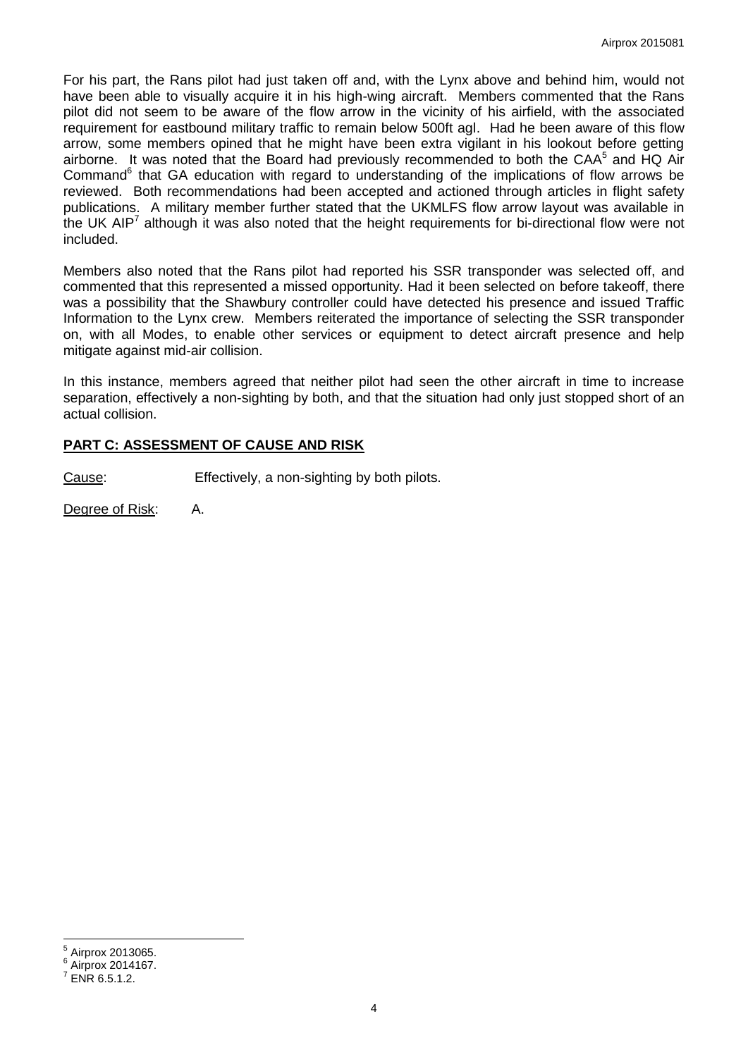For his part, the Rans pilot had just taken off and, with the Lynx above and behind him, would not have been able to visually acquire it in his high-wing aircraft. Members commented that the Rans pilot did not seem to be aware of the flow arrow in the vicinity of his airfield, with the associated requirement for eastbound military traffic to remain below 500ft agl. Had he been aware of this flow arrow, some members opined that he might have been extra vigilant in his lookout before getting airborne. It was noted that the Board had previously recommended to both the CAA[5] and HQ Air Command[6] that GA education with regard to understanding of the implications of flow arrows be reviewed. Both recommendations had been accepted and actioned through articles in flight safety publications. A military member further stated that the UKMLFS flow arrow layout was available in the UK AIP[7] although it was also noted that the height requirements for bi-directional flow were not included.

Members also noted that the Rans pilot had reported his SSR transponder was selected off, and commented that this represented a missed opportunity. Had it been selected on before takeoff, there was a possibility that the Shawbury controller could have detected his presence and issued Traffic Information to the Lynx crew. Members reiterated the importance of selecting the SSR transponder on, with all Modes, to enable other services or equipment to detect aircraft presence and help mitigate against mid-air collision.

In this instance, members agreed that neither pilot had seen the other aircraft in time to increase separation, effectively a non-sighting by both, and that the situation had only just stopped short of an actual collision.

## PART C: ASSESSMENT OF CAUSE AND RISK

Cause: Effectively, a non-sighting by both pilots.

Degree of Risk: A.

---

[5] Airprox 2013065.

[6] Airprox 2014167.

[7] ENR 6.5.1.2.